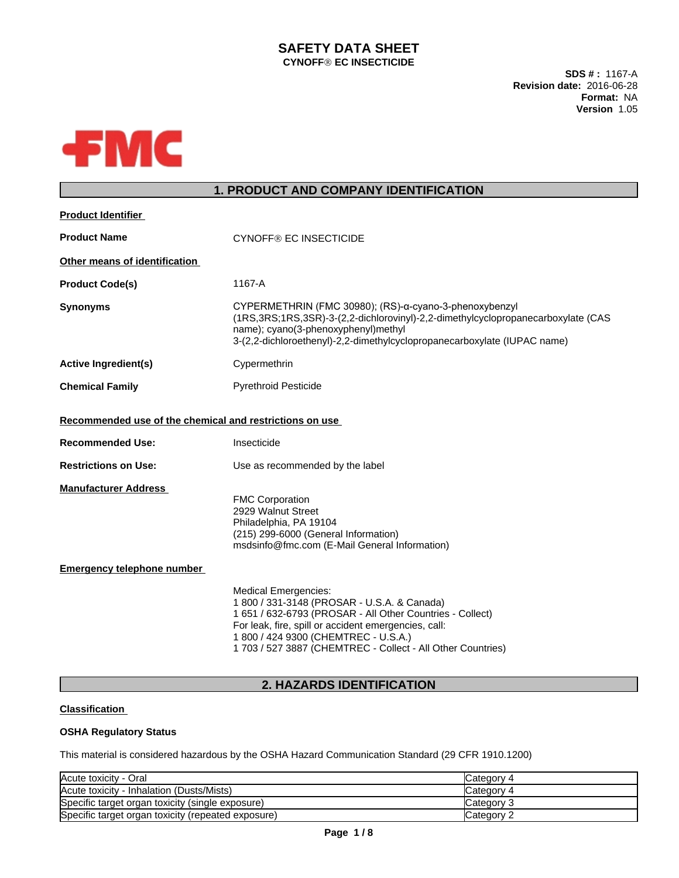# SAFETY DATA SHEET

**CYNOFF® EC INSECTICIDE**

**SDS # :** 1167-A
**Revision date:** 2016-06-28
**Format:** NA
**Version** 1.05

## 1. PRODUCT AND COMPANY IDENTIFICATION

**Product Identifier**

**Product Name** CYNOFF® EC INSECTICIDE

**Other means of identification**

**Product Code(s)** 1167-A

**Synonyms** CYPERMETHRIN (FMC 30980); (RS)-α-cyano-3-phenoxybenzyl (1RS,3RS;1RS,3SR)-3-(2,2-dichlorovinyl)-2,2-dimethylcyclopropanecarboxylate (CAS name); cyano(3-phenoxyphenyl)methyl 3-(2,2-dichloroethenyl)-2,2-dimethylcyclopropanecarboxylate (IUPAC name)

**Active Ingredient(s)** Cypermethrin

**Chemical Family** Pyrethroid Pesticide

**Recommended use of the chemical and restrictions on use**

**Recommended Use:** Insecticide

**Restrictions on Use:** Use as recommended by the label

**Manufacturer Address**

FMC Corporation
2929 Walnut Street
Philadelphia, PA 19104
(215) 299-6000 (General Information)
msdsinfo@fmc.com (E-Mail General Information)

**Emergency telephone number**

Medical Emergencies:
1 800 / 331-3148 (PROSAR - U.S.A. & Canada)
1 651 / 632-6793 (PROSAR - All Other Countries - Collect)
For leak, fire, spill or accident emergencies, call:
1 800 / 424 9300 (CHEMTREC - U.S.A.)
1 703 / 527 3887 (CHEMTREC - Collect - All Other Countries)

## 2. HAZARDS IDENTIFICATION

**Classification**

**OSHA Regulatory Status**

This material is considered hazardous by the OSHA Hazard Communication Standard (29 CFR 1910.1200)

| Hazard | Category |
|---|---|
| Acute toxicity - Oral | Category 4 |
| Acute toxicity - Inhalation (Dusts/Mists) | Category 4 |
| Specific target organ toxicity (single exposure) | Category 3 |
| Specific target organ toxicity (repeated exposure) | Category 2 |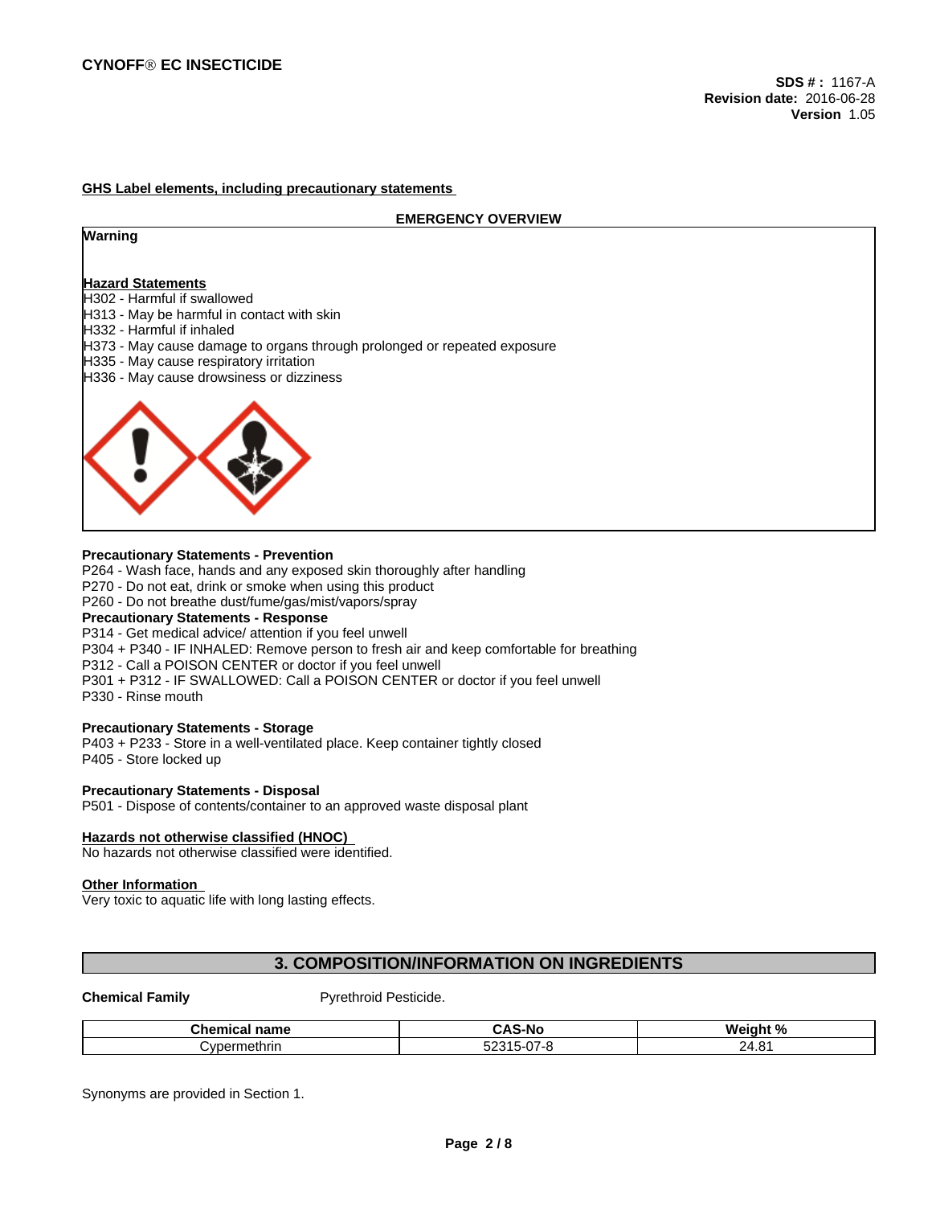## GHS Label elements, including precautionary statements

**EMERGENCY OVERVIEW**

**Warning**

**Hazard Statements**

H302 - Harmful if swallowed
H313 - May be harmful in contact with skin
H332 - Harmful if inhaled
H373 - May cause damage to organs through prolonged or repeated exposure
H335 - May cause respiratory irritation
H336 - May cause drowsiness or dizziness

**Precautionary Statements - Prevention**

P264 - Wash face, hands and any exposed skin thoroughly after handling
P270 - Do not eat, drink or smoke when using this product
P260 - Do not breathe dust/fume/gas/mist/vapors/spray

**Precautionary Statements - Response**

P314 - Get medical advice/ attention if you feel unwell
P304 + P340 - IF INHALED: Remove person to fresh air and keep comfortable for breathing
P312 - Call a POISON CENTER or doctor if you feel unwell
P301 + P312 - IF SWALLOWED: Call a POISON CENTER or doctor if you feel unwell
P330 - Rinse mouth

**Precautionary Statements - Storage**

P403 + P233 - Store in a well-ventilated place. Keep container tightly closed
P405 - Store locked up

**Precautionary Statements - Disposal**

P501 - Dispose of contents/container to an approved waste disposal plant

**Hazards not otherwise classified (HNOC)**

No hazards not otherwise classified were identified.

**Other Information**

Very toxic to aquatic life with long lasting effects.

## 3. COMPOSITION/INFORMATION ON INGREDIENTS

**Chemical Family** Pyrethroid Pesticide.

| Chemical name | CAS-No | Weight % |
|---|---|---|
| Cypermethrin | 52315-07-8 | 24.81 |

Synonyms are provided in Section 1.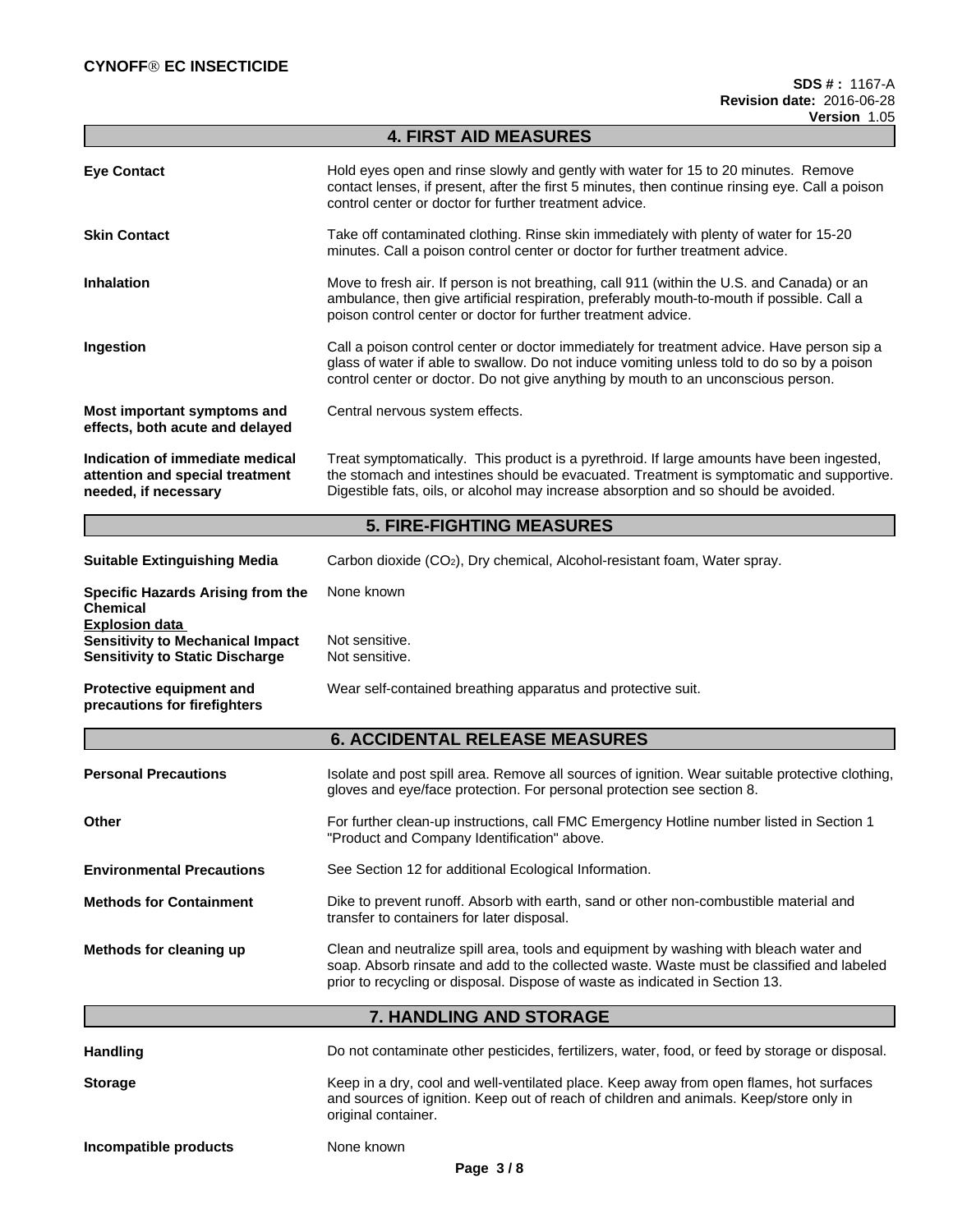## 4. FIRST AID MEASURES

**Eye Contact**
Hold eyes open and rinse slowly and gently with water for 15 to 20 minutes. Remove contact lenses, if present, after the first 5 minutes, then continue rinsing eye. Call a poison control center or doctor for further treatment advice.

**Skin Contact**
Take off contaminated clothing. Rinse skin immediately with plenty of water for 15-20 minutes. Call a poison control center or doctor for further treatment advice.

**Inhalation**
Move to fresh air. If person is not breathing, call 911 (within the U.S. and Canada) or an ambulance, then give artificial respiration, preferably mouth-to-mouth if possible. Call a poison control center or doctor for further treatment advice.

**Ingestion**
Call a poison control center or doctor immediately for treatment advice. Have person sip a glass of water if able to swallow. Do not induce vomiting unless told to do so by a poison control center or doctor. Do not give anything by mouth to an unconscious person.

**Most important symptoms and effects, both acute and delayed**
Central nervous system effects.

**Indication of immediate medical attention and special treatment needed, if necessary**
Treat symptomatically. This product is a pyrethroid. If large amounts have been ingested, the stomach and intestines should be evacuated. Treatment is symptomatic and supportive. Digestible fats, oils, or alcohol may increase absorption and so should be avoided.

## 5. FIRE-FIGHTING MEASURES

**Suitable Extinguishing Media**
Carbon dioxide ($CO_2$), Dry chemical, Alcohol-resistant foam, Water spray.

**Specific Hazards Arising from the Chemical**
None known

**Explosion data**

**Sensitivity to Mechanical Impact**
Not sensitive.

**Sensitivity to Static Discharge**
Not sensitive.

**Protective equipment and precautions for firefighters**
Wear self-contained breathing apparatus and protective suit.

## 6. ACCIDENTAL RELEASE MEASURES

**Personal Precautions**
Isolate and post spill area. Remove all sources of ignition. Wear suitable protective clothing, gloves and eye/face protection. For personal protection see section 8.

**Other**
For further clean-up instructions, call FMC Emergency Hotline number listed in Section 1 "Product and Company Identification" above.

**Environmental Precautions**
See Section 12 for additional Ecological Information.

**Methods for Containment**
Dike to prevent runoff. Absorb with earth, sand or other non-combustible material and transfer to containers for later disposal.

**Methods for cleaning up**
Clean and neutralize spill area, tools and equipment by washing with bleach water and soap. Absorb rinsate and add to the collected waste. Waste must be classified and labeled prior to recycling or disposal. Dispose of waste as indicated in Section 13.

## 7. HANDLING AND STORAGE

**Handling**
Do not contaminate other pesticides, fertilizers, water, food, or feed by storage or disposal.

**Storage**
Keep in a dry, cool and well-ventilated place. Keep away from open flames, hot surfaces and sources of ignition. Keep out of reach of children and animals. Keep/store only in original container.

**Incompatible products**
None known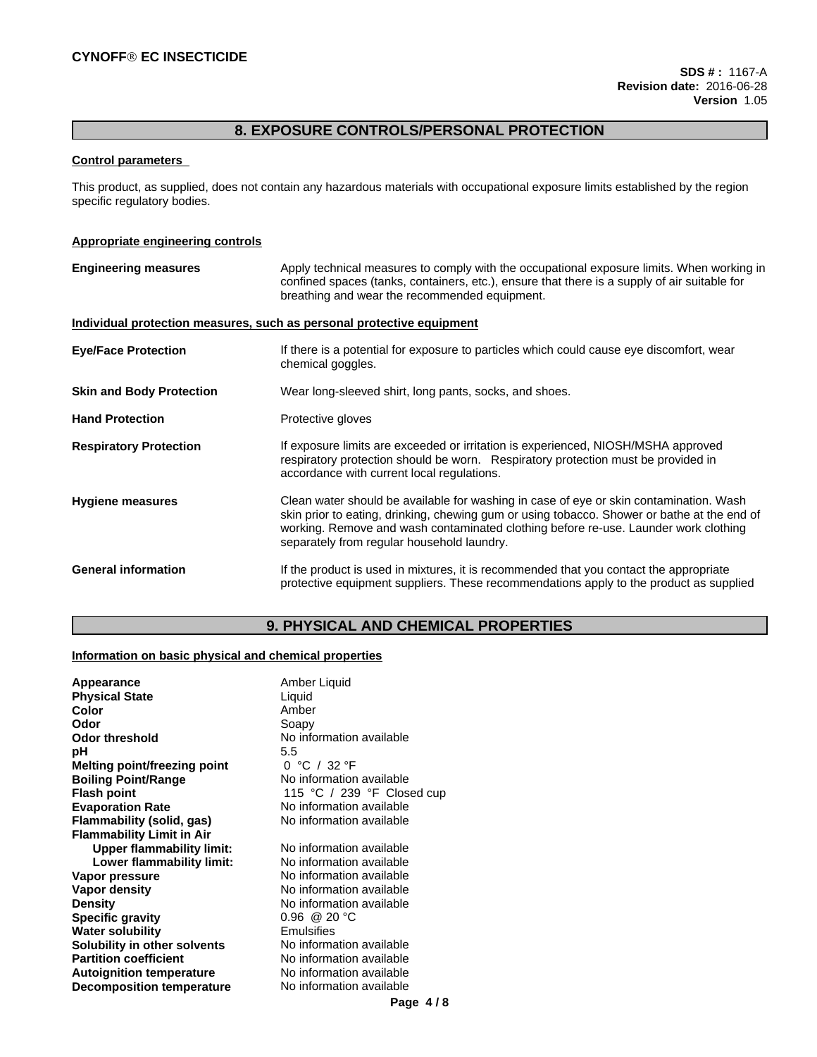## 8. EXPOSURE CONTROLS/PERSONAL PROTECTION

**Control parameters**

This product, as supplied, does not contain any hazardous materials with occupational exposure limits established by the region specific regulatory bodies.

**Appropriate engineering controls**

| | |
|---|---|
| **Engineering measures** | Apply technical measures to comply with the occupational exposure limits. When working in confined spaces (tanks, containers, etc.), ensure that there is a supply of air suitable for breathing and wear the recommended equipment. |

**Individual protection measures, such as personal protective equipment**

| | |
|---|---|
| **Eye/Face Protection** | If there is a potential for exposure to particles which could cause eye discomfort, wear chemical goggles. |
| **Skin and Body Protection** | Wear long-sleeved shirt, long pants, socks, and shoes. |
| **Hand Protection** | Protective gloves |
| **Respiratory Protection** | If exposure limits are exceeded or irritation is experienced, NIOSH/MSHA approved respiratory protection should be worn. Respiratory protection must be provided in accordance with current local regulations. |
| **Hygiene measures** | Clean water should be available for washing in case of eye or skin contamination. Wash skin prior to eating, drinking, chewing gum or using tobacco. Shower or bathe at the end of working. Remove and wash contaminated clothing before re-use. Launder work clothing separately from regular household laundry. |
| **General information** | If the product is used in mixtures, it is recommended that you contact the appropriate protective equipment suppliers. These recommendations apply to the product as supplied |

## 9. PHYSICAL AND CHEMICAL PROPERTIES

**Information on basic physical and chemical properties**

| | |
|---|---|
| **Appearance** | Amber Liquid |
| **Physical State** | Liquid |
| **Color** | Amber |
| **Odor** | Soapy |
| **Odor threshold** | No information available |
| **pH** | 5.5 |
| **Melting point/freezing point** | 0 °C / 32 °F |
| **Boiling Point/Range** | No information available |
| **Flash point** | 115 °C / 239 °F Closed cup |
| **Evaporation Rate** | No information available |
| **Flammability (solid, gas)** | No information available |
| **Flammability Limit in Air** | |
| **Upper flammability limit:** | No information available |
| **Lower flammability limit:** | No information available |
| **Vapor pressure** | No information available |
| **Vapor density** | No information available |
| **Density** | No information available |
| **Specific gravity** | 0.96 @ 20 °C |
| **Water solubility** | Emulsifies |
| **Solubility in other solvents** | No information available |
| **Partition coefficient** | No information available |
| **Autoignition temperature** | No information available |
| **Decomposition temperature** | No information available |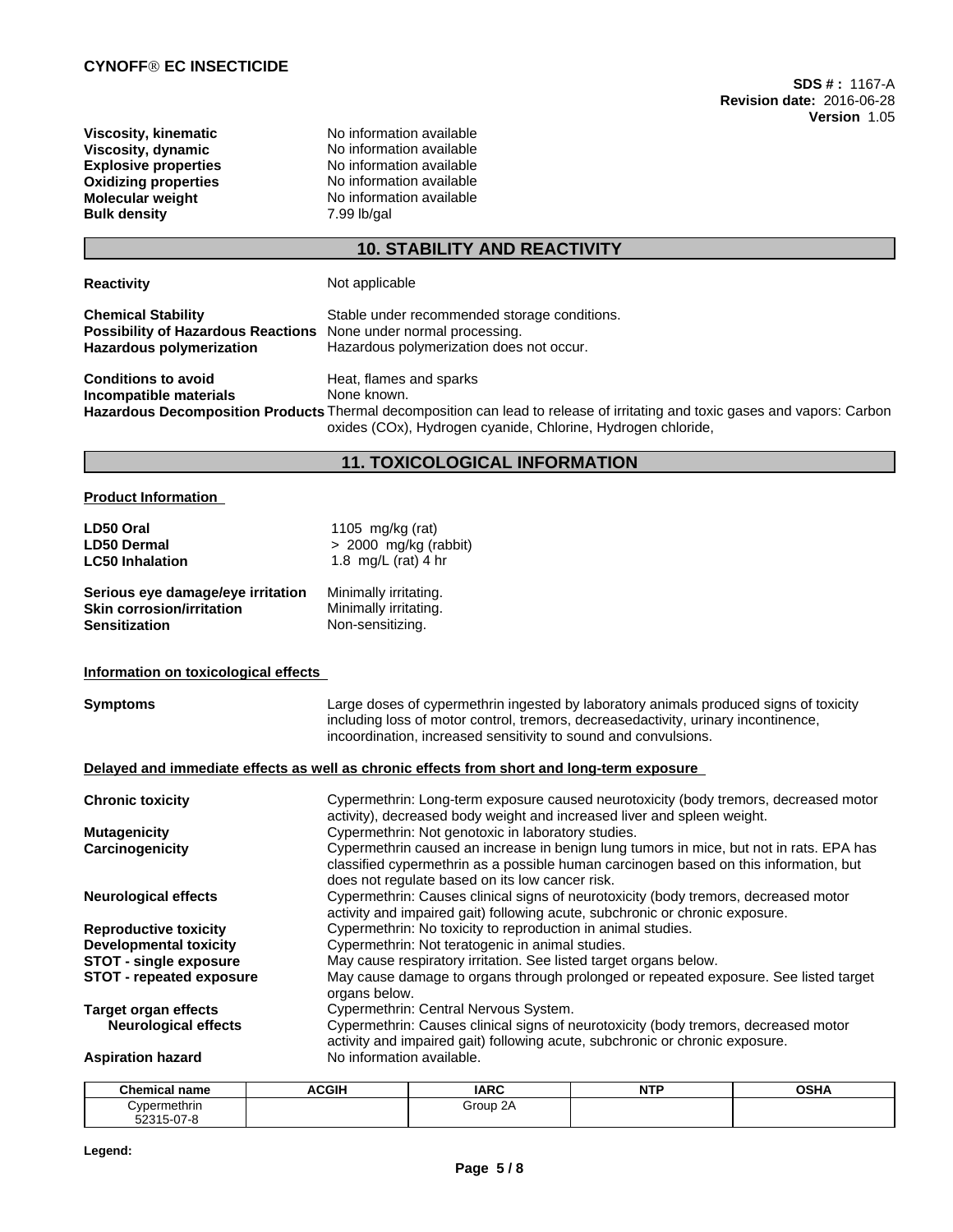| | |
|---|---|
| **Viscosity, kinematic** | No information available |
| **Viscosity, dynamic** | No information available |
| **Explosive properties** | No information available |
| **Oxidizing properties** | No information available |
| **Molecular weight** | No information available |
| **Bulk density** | 7.99 lb/gal |

## 10. STABILITY AND REACTIVITY

**Reactivity** Not applicable

**Chemical Stability** Stable under recommended storage conditions.
**Possibility of Hazardous Reactions** None under normal processing.
**Hazardous polymerization** Hazardous polymerization does not occur.

**Conditions to avoid** Heat, flames and sparks
**Incompatible materials** None known.
**Hazardous Decomposition Products** Thermal decomposition can lead to release of irritating and toxic gases and vapors: Carbon oxides (COx), Hydrogen cyanide, Chlorine, Hydrogen chloride,

## 11. TOXICOLOGICAL INFORMATION

**Product Information**

| | |
|---|---|
| **LD50 Oral** | 1105 mg/kg (rat) |
| **LD50 Dermal** | > 2000 mg/kg (rabbit) |
| **LC50 Inhalation** | 1.8 mg/L (rat) 4 hr |

| | |
|---|---|
| **Serious eye damage/eye irritation** | Minimally irritating. |
| **Skin corrosion/irritation** | Minimally irritating. |
| **Sensitization** | Non-sensitizing. |

**Information on toxicological effects**

**Symptoms** Large doses of cypermethrin ingested by laboratory animals produced signs of toxicity including loss of motor control, tremors, decreasedactivity, urinary incontinence, incoordination, increased sensitivity to sound and convulsions.

**Delayed and immediate effects as well as chronic effects from short and long-term exposure**

**Chronic toxicity** Cypermethrin: Long-term exposure caused neurotoxicity (body tremors, decreased motor activity), decreased body weight and increased liver and spleen weight.

**Mutagenicity** Cypermethrin: Not genotoxic in laboratory studies.

**Carcinogenicity** Cypermethrin caused an increase in benign lung tumors in mice, but not in rats. EPA has classified cypermethrin as a possible human carcinogen based on this information, but does not regulate based on its low cancer risk.

**Neurological effects** Cypermethrin: Causes clinical signs of neurotoxicity (body tremors, decreased motor activity and impaired gait) following acute, subchronic or chronic exposure.

**Reproductive toxicity** Cypermethrin: No toxicity to reproduction in animal studies.

**Developmental toxicity** Cypermethrin: Not teratogenic in animal studies.

**STOT - single exposure** May cause respiratory irritation. See listed target organs below.

**STOT - repeated exposure** May cause damage to organs through prolonged or repeated exposure. See listed target organs below.

**Target organ effects** Cypermethrin: Central Nervous System.

**Neurological effects** Cypermethrin: Causes clinical signs of neurotoxicity (body tremors, decreased motor activity and impaired gait) following acute, subchronic or chronic exposure.

**Aspiration hazard** No information available.

| Chemical name | ACGIH | IARC | NTP | OSHA |
|---|---|---|---|---|
| Cypermethrin 52315-07-8 | | Group 2A | | |

**Legend:**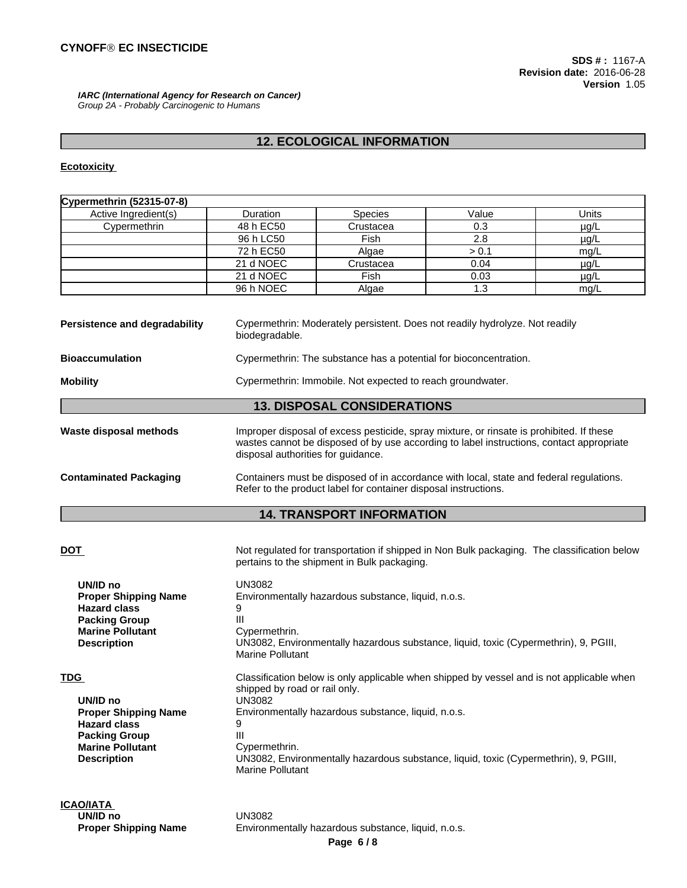*IARC (International Agency for Research on Cancer)*
*Group 2A - Probably Carcinogenic to Humans*

## 12. ECOLOGICAL INFORMATION

**Ecotoxicity**

| Cypermethrin (52315-07-8) | | | | |
|---|---|---|---|---|
| Active Ingredient(s) | Duration | Species | Value | Units |
| Cypermethrin | 48 h EC50 | Crustacea | 0.3 | µg/L |
| | 96 h LC50 | Fish | 2.8 | µg/L |
| | 72 h EC50 | Algae | > 0.1 | mg/L |
| | 21 d NOEC | Crustacea | 0.04 | µg/L |
| | 21 d NOEC | Fish | 0.03 | µg/L |
| | 96 h NOEC | Algae | 1.3 | mg/L |

**Persistence and degradability** Cypermethrin: Moderately persistent. Does not readily hydrolyze. Not readily biodegradable.

**Bioaccumulation** Cypermethrin: The substance has a potential for bioconcentration.

**Mobility** Cypermethrin: Immobile. Not expected to reach groundwater.

## 13. DISPOSAL CONSIDERATIONS

**Waste disposal methods** Improper disposal of excess pesticide, spray mixture, or rinsate is prohibited. If these wastes cannot be disposed of by use according to label instructions, contact appropriate disposal authorities for guidance.

**Contaminated Packaging** Containers must be disposed of in accordance with local, state and federal regulations. Refer to the product label for container disposal instructions.

## 14. TRANSPORT INFORMATION

**DOT** Not regulated for transportation if shipped in Non Bulk packaging. The classification below pertains to the shipment in Bulk packaging.

**UN/ID no** UN3082
**Proper Shipping Name** Environmentally hazardous substance, liquid, n.o.s.
**Hazard class** 9
**Packing Group** III
**Marine Pollutant** Cypermethrin.
**Description** UN3082, Environmentally hazardous substance, liquid, toxic (Cypermethrin), 9, PGIII, Marine Pollutant

**TDG** Classification below is only applicable when shipped by vessel and is not applicable when shipped by road or rail only.

**UN/ID no** UN3082
**Proper Shipping Name** Environmentally hazardous substance, liquid, n.o.s.
**Hazard class** 9
**Packing Group** III
**Marine Pollutant** Cypermethrin.
**Description** UN3082, Environmentally hazardous substance, liquid, toxic (Cypermethrin), 9, PGIII, Marine Pollutant

**ICAO/IATA**

**UN/ID no** UN3082
**Proper Shipping Name** Environmentally hazardous substance, liquid, n.o.s.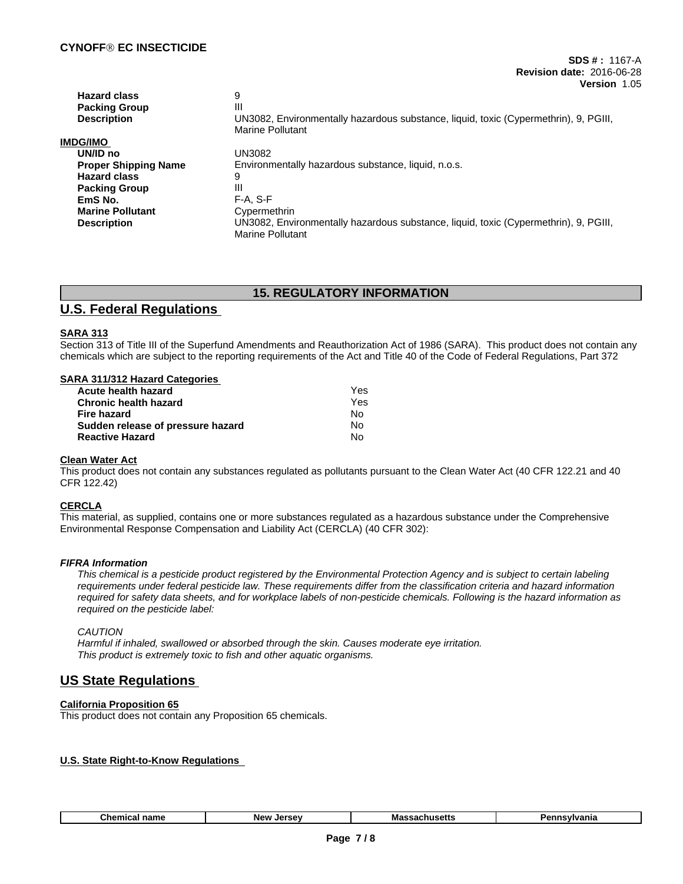| | |
|---|---|
| **Hazard class** | 9 |
| **Packing Group** | III |
| **Description** | UN3082, Environmentally hazardous substance, liquid, toxic (Cypermethrin), 9, PGIII, Marine Pollutant |

**IMDG/IMO**

| | |
|---|---|
| **UN/ID no** | UN3082 |
| **Proper Shipping Name** | Environmentally hazardous substance, liquid, n.o.s. |
| **Hazard class** | 9 |
| **Packing Group** | III |
| **EmS No.** | F-A, S-F |
| **Marine Pollutant** | Cypermethrin |
| **Description** | UN3082, Environmentally hazardous substance, liquid, toxic (Cypermethrin), 9, PGIII, Marine Pollutant |

## 15. REGULATORY INFORMATION

## U.S. Federal Regulations

**SARA 313**

Section 313 of Title III of the Superfund Amendments and Reauthorization Act of 1986 (SARA). This product does not contain any chemicals which are subject to the reporting requirements of the Act and Title 40 of the Code of Federal Regulations, Part 372

**SARA 311/312 Hazard Categories**

| | |
|---|---|
| **Acute health hazard** | Yes |
| **Chronic health hazard** | Yes |
| **Fire hazard** | No |
| **Sudden release of pressure hazard** | No |
| **Reactive Hazard** | No |

**Clean Water Act**

This product does not contain any substances regulated as pollutants pursuant to the Clean Water Act (40 CFR 122.21 and 40 CFR 122.42)

**CERCLA**

This material, as supplied, contains one or more substances regulated as a hazardous substance under the Comprehensive Environmental Response Compensation and Liability Act (CERCLA) (40 CFR 302):

***FIFRA Information***

*This chemical is a pesticide product registered by the Environmental Protection Agency and is subject to certain labeling requirements under federal pesticide law. These requirements differ from the classification criteria and hazard information required for safety data sheets, and for workplace labels of non-pesticide chemicals. Following is the hazard information as required on the pesticide label:*

*CAUTION*
*Harmful if inhaled, swallowed or absorbed through the skin. Causes moderate eye irritation.*
*This product is extremely toxic to fish and other aquatic organisms.*

## US State Regulations

**California Proposition 65**

This product does not contain any Proposition 65 chemicals.

**U.S. State Right-to-Know Regulations**

| Chemical name | New Jersey | Massachusetts | Pennsylvania |
|---|---|---|---|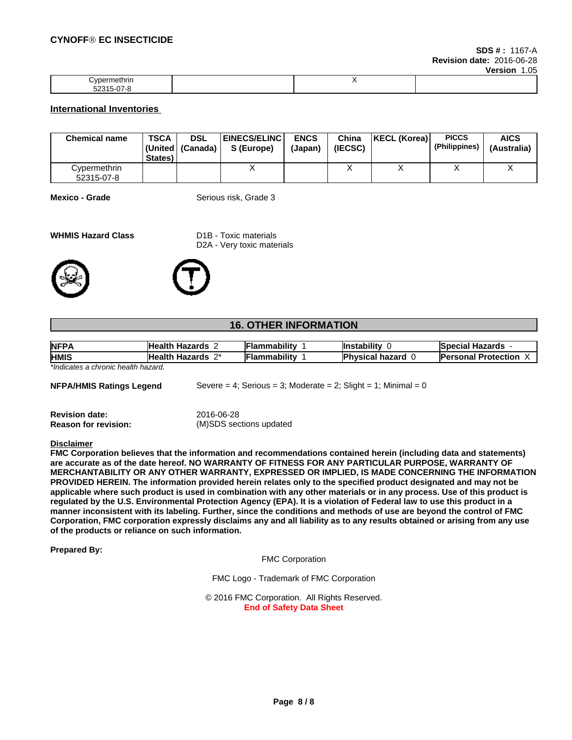| | | | |
|---|---|---|---|
| Cypermethrin<br>52315-07-8 | | X | |

### International Inventories

| Chemical name | TSCA (United States) | DSL (Canada) | EINECS/ELINCS (Europe) | ENCS (Japan) | China (IECSC) | KECL (Korea) | PICCS (Philippines) | AICS (Australia) |
|---|---|---|---|---|---|---|---|---|
| Cypermethrin<br>52315-07-8 | | | X | | X | X | X | X |

**Mexico - Grade** Serious risk, Grade 3

**WHMIS Hazard Class** D1B - Toxic materials
D2A - Very toxic materials

## 16. OTHER INFORMATION

| | | | | |
|---|---|---|---|---|
| **NFPA** | **Health Hazards** 2 | **Flammability** 1 | **Instability** 0 | **Special Hazards** - |
| **HMIS** | **Health Hazards** 2* | **Flammability** 1 | **Physical hazard** 0 | **Personal Protection** X |

*Indicates a chronic health hazard.*

**NFPA/HMIS Ratings Legend** Severe = 4; Serious = 3; Moderate = 2; Slight = 1; Minimal = 0

**Revision date:** 2016-06-28
**Reason for revision:** (M)SDS sections updated

**Disclaimer**

**FMC Corporation believes that the information and recommendations contained herein (including data and statements) are accurate as of the date hereof. NO WARRANTY OF FITNESS FOR ANY PARTICULAR PURPOSE, WARRANTY OF MERCHANTABILITY OR ANY OTHER WARRANTY, EXPRESSED OR IMPLIED, IS MADE CONCERNING THE INFORMATION PROVIDED HEREIN. The information provided herein relates only to the specified product designated and may not be applicable where such product is used in combination with any other materials or in any process. Use of this product is regulated by the U.S. Environmental Protection Agency (EPA). It is a violation of Federal law to use this product in a manner inconsistent with its labeling. Further, since the conditions and methods of use are beyond the control of FMC Corporation, FMC corporation expressly disclaims any and all liability as to any results obtained or arising from any use of the products or reliance on such information.**

**Prepared By:**

FMC Corporation

FMC Logo - Trademark of FMC Corporation

© 2016 FMC Corporation. All Rights Reserved.

**End of Safety Data Sheet**